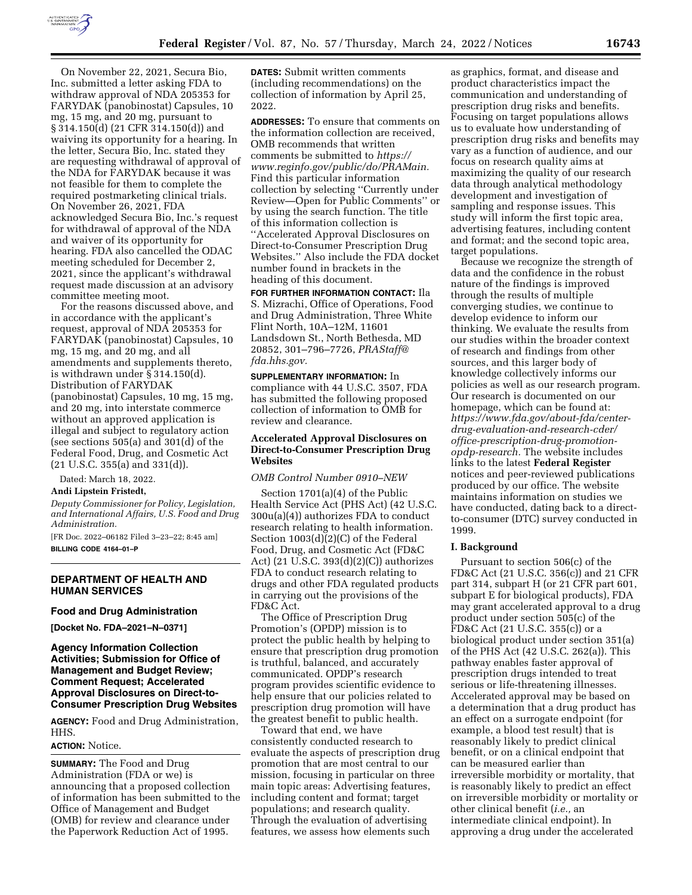On November 22, 2021, Secura Bio, Inc. submitted a letter asking FDA to withdraw approval of NDA 205353 for FARYDAK (panobinostat) Capsules, 10 mg, 15 mg, and 20 mg, pursuant to § 314.150(d) (21 CFR 314.150(d)) and waiving its opportunity for a hearing. In the letter, Secura Bio, Inc. stated they are requesting withdrawal of approval of the NDA for FARYDAK because it was not feasible for them to complete the required postmarketing clinical trials. On November 26, 2021, FDA acknowledged Secura Bio, Inc.'s request for withdrawal of approval of the NDA and waiver of its opportunity for hearing. FDA also cancelled the ODAC meeting scheduled for December 2, 2021, since the applicant's withdrawal request made discussion at an advisory committee meeting moot.

For the reasons discussed above, and in accordance with the applicant's request, approval of NDA 205353 for FARYDAK (panobinostat) Capsules, 10 mg, 15 mg, and 20 mg, and all amendments and supplements thereto, is withdrawn under § 314.150(d). Distribution of FARYDAK (panobinostat) Capsules, 10 mg, 15 mg, and 20 mg, into interstate commerce without an approved application is illegal and subject to regulatory action (see sections 505(a) and 301(d) of the Federal Food, Drug, and Cosmetic Act (21 U.S.C. 355(a) and 331(d)).

Dated: March 18, 2022.

**Andi Lipstein Fristedt,**

*Deputy Commissioner for Policy, Legislation, and International Affairs, U.S. Food and Drug Administration.*

[FR Doc. 2022–06182 Filed 3–23–22; 8:45 am]

**BILLING CODE 4164–01–P**

---

## DEPARTMENT OF HEALTH AND HUMAN SERVICES

### Food and Drug Administration

**[Docket No. FDA–2021–N–0371]**

### Agency Information Collection Activities; Submission for Office of Management and Budget Review; Comment Request; Accelerated Approval Disclosures on Direct-to-Consumer Prescription Drug Websites

**AGENCY:** Food and Drug Administration, HHS.

**ACTION:** Notice.

**SUMMARY:** The Food and Drug Administration (FDA or we) is announcing that a proposed collection of information has been submitted to the Office of Management and Budget (OMB) for review and clearance under the Paperwork Reduction Act of 1995.

**DATES:** Submit written comments (including recommendations) on the collection of information by April 25, 2022.

**ADDRESSES:** To ensure that comments on the information collection are received, OMB recommends that written comments be submitted to *https://www.reginfo.gov/public/do/PRAMain*. Find this particular information collection by selecting ''Currently under Review—Open for Public Comments'' or by using the search function. The title of this information collection is ''Accelerated Approval Disclosures on Direct-to-Consumer Prescription Drug Websites.'' Also include the FDA docket number found in brackets in the heading of this document.

**FOR FURTHER INFORMATION CONTACT:** Ila S. Mizrachi, Office of Operations, Food and Drug Administration, Three White Flint North, 10A–12M, 11601 Landsdown St., North Bethesda, MD 20852, 301–796–7726, *PRAStaff@fda.hhs.gov*.

**SUPPLEMENTARY INFORMATION:** In compliance with 44 U.S.C. 3507, FDA has submitted the following proposed collection of information to OMB for review and clearance.

### Accelerated Approval Disclosures on Direct-to-Consumer Prescription Drug Websites

*OMB Control Number 0910–NEW*

Section 1701(a)(4) of the Public Health Service Act (PHS Act) (42 U.S.C. 300u(a)(4)) authorizes FDA to conduct research relating to health information. Section 1003(d)(2)(C) of the Federal Food, Drug, and Cosmetic Act (FD&C Act) (21 U.S.C. 393(d)(2)(C)) authorizes FDA to conduct research relating to drugs and other FDA regulated products in carrying out the provisions of the FD&C Act.

The Office of Prescription Drug Promotion's (OPDP) mission is to protect the public health by helping to ensure that prescription drug promotion is truthful, balanced, and accurately communicated. OPDP's research program provides scientific evidence to help ensure that our policies related to prescription drug promotion will have the greatest benefit to public health.

Toward that end, we have consistently conducted research to evaluate the aspects of prescription drug promotion that are most central to our mission, focusing in particular on three main topic areas: Advertising features, including content and format; target populations; and research quality. Through the evaluation of advertising features, we assess how elements such as graphics, format, and disease and product characteristics impact the communication and understanding of prescription drug risks and benefits. Focusing on target populations allows us to evaluate how understanding of prescription drug risks and benefits may vary as a function of audience, and our focus on research quality aims at maximizing the quality of our research data through analytical methodology development and investigation of sampling and response issues. This study will inform the first topic area, advertising features, including content and format; and the second topic area, target populations.

Because we recognize the strength of data and the confidence in the robust nature of the findings is improved through the results of multiple converging studies, we continue to develop evidence to inform our thinking. We evaluate the results from our studies within the broader context of research and findings from other sources, and this larger body of knowledge collectively informs our policies as well as our research program. Our research is documented on our homepage, which can be found at: *https://www.fda.gov/about-fda/center-drug-evaluation-and-research-cder/office-prescription-drug-promotion-opdp-research*. The website includes links to the latest **Federal Register** notices and peer-reviewed publications produced by our office. The website maintains information on studies we have conducted, dating back to a direct-to-consumer (DTC) survey conducted in 1999.

#### I. Background

Pursuant to section 506(c) of the FD&C Act (21 U.S.C. 356(c)) and 21 CFR part 314, subpart H (or 21 CFR part 601, subpart E for biological products), FDA may grant accelerated approval to a drug product under section 505(c) of the FD&C Act (21 U.S.C. 355(c)) or a biological product under section 351(a) of the PHS Act (42 U.S.C. 262(a)). This pathway enables faster approval of prescription drugs intended to treat serious or life-threatening illnesses. Accelerated approval may be based on a determination that a drug product has an effect on a surrogate endpoint (for example, a blood test result) that is reasonably likely to predict clinical benefit, or on a clinical endpoint that can be measured earlier than irreversible morbidity or mortality, that is reasonably likely to predict an effect on irreversible morbidity or mortality or other clinical benefit (*i.e.,* an intermediate clinical endpoint). In approving a drug under the accelerated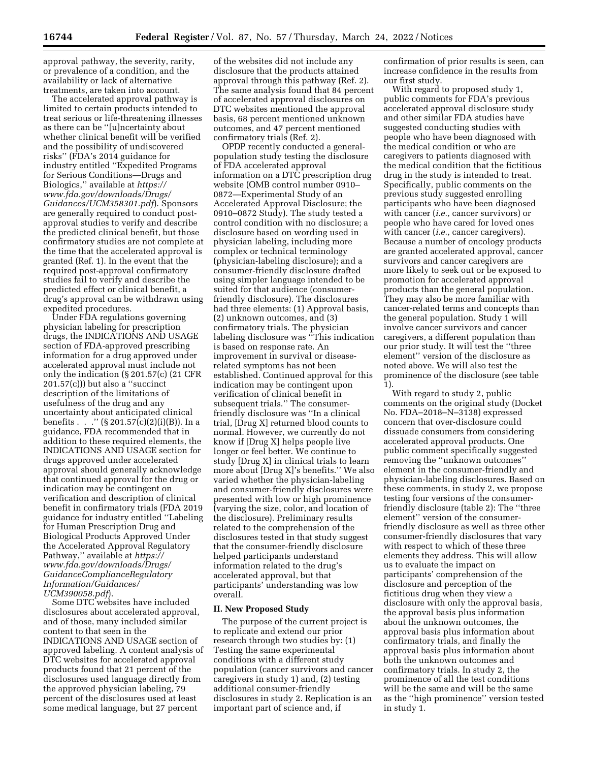approval pathway, the severity, rarity, or prevalence of a condition, and the availability or lack of alternative treatments, are taken into account.

The accelerated approval pathway is limited to certain products intended to treat serious or life-threatening illnesses as there can be ''[u]ncertainty about whether clinical benefit will be verified and the possibility of undiscovered risks'' (FDA's 2014 guidance for industry entitled ''Expedited Programs for Serious Conditions—Drugs and Biologics,'' available at *https://www.fda.gov/downloads/Drugs/Guidances/UCM358301.pdf*). Sponsors are generally required to conduct post-approval studies to verify and describe the predicted clinical benefit, but those confirmatory studies are not complete at the time that the accelerated approval is granted (Ref. 1). In the event that the required post-approval confirmatory studies fail to verify and describe the predicted effect or clinical benefit, a drug's approval can be withdrawn using expedited procedures.

Under FDA regulations governing physician labeling for prescription drugs, the INDICATIONS AND USAGE section of FDA-approved prescribing information for a drug approved under accelerated approval must include not only the indication (§ 201.57(c) (21 CFR 201.57(c))) but also a ''succinct description of the limitations of usefulness of the drug and any uncertainty about anticipated clinical benefits . . .'' (§ 201.57(c)(2)(i)(B)). In a guidance, FDA recommended that in addition to these required elements, the INDICATIONS AND USAGE section for drugs approved under accelerated approval should generally acknowledge that continued approval for the drug or indication may be contingent on verification and description of clinical benefit in confirmatory trials (FDA 2019 guidance for industry entitled ''Labeling for Human Prescription Drug and Biological Products Approved Under the Accelerated Approval Regulatory Pathway,'' available at *https://www.fda.gov/downloads/Drugs/GuidanceComplianceRegulatoryInformation/Guidances/UCM390058.pdf*).

Some DTC websites have included disclosures about accelerated approval, and of those, many included similar content to that seen in the INDICATIONS AND USAGE section of approved labeling. A content analysis of DTC websites for accelerated approval products found that 21 percent of the disclosures used language directly from the approved physician labeling, 79 percent of the disclosures used at least some medical language, but 27 percent of the websites did not include any disclosure that the products attained approval through this pathway (Ref. 2). The same analysis found that 84 percent of accelerated approval disclosures on DTC websites mentioned the approval basis, 68 percent mentioned unknown outcomes, and 47 percent mentioned confirmatory trials (Ref. 2).

OPDP recently conducted a general-population study testing the disclosure of FDA accelerated approval information on a DTC prescription drug website (OMB control number 0910–0872—Experimental Study of an Accelerated Approval Disclosure; the 0910–0872 Study). The study tested a control condition with no disclosure; a disclosure based on wording used in physician labeling, including more complex or technical terminology (physician-labeling disclosure); and a consumer-friendly disclosure drafted using simpler language intended to be suited for that audience (consumer-friendly disclosure). The disclosures had three elements: (1) Approval basis, (2) unknown outcomes, and (3) confirmatory trials. The physician labeling disclosure was ''This indication is based on response rate. An improvement in survival or disease-related symptoms has not been established. Continued approval for this indication may be contingent upon verification of clinical benefit in subsequent trials.'' The consumer-friendly disclosure was ''In a clinical trial, [Drug X] returned blood counts to normal. However, we currently do not know if [Drug X] helps people live longer or feel better. We continue to study [Drug X] in clinical trials to learn more about [Drug X]'s benefits.'' We also varied whether the physician-labeling and consumer-friendly disclosures were presented with low or high prominence (varying the size, color, and location of the disclosure). Preliminary results related to the comprehension of the disclosures tested in that study suggest that the consumer-friendly disclosure helped participants understand information related to the drug's accelerated approval, but that participants' understanding was low overall.

## II. New Proposed Study

The purpose of the current project is to replicate and extend our prior research through two studies by: (1) Testing the same experimental conditions with a different study population (cancer survivors and cancer caregivers in study 1) and, (2) testing additional consumer-friendly disclosures in study 2. Replication is an important part of science and, if confirmation of prior results is seen, can increase confidence in the results from our first study.

With regard to proposed study 1, public comments for FDA's previous accelerated approval disclosure study and other similar FDA studies have suggested conducting studies with people who have been diagnosed with the medical condition or who are caregivers to patients diagnosed with the medical condition that the fictitious drug in the study is intended to treat. Specifically, public comments on the previous study suggested enrolling participants who have been diagnosed with cancer (*i.e.,* cancer survivors) or people who have cared for loved ones with cancer (*i.e.,* cancer caregivers). Because a number of oncology products are granted accelerated approval, cancer survivors and cancer caregivers are more likely to seek out or be exposed to promotion for accelerated approval products than the general population. They may also be more familiar with cancer-related terms and concepts than the general population. Study 1 will involve cancer survivors and cancer caregivers, a different population than our prior study. It will test the ''three element'' version of the disclosure as noted above. We will also test the prominence of the disclosure (see table 1).

With regard to study 2, public comments on the original study (Docket No. FDA–2018–N–3138) expressed concern that over-disclosure could dissuade consumers from considering accelerated approval products. One public comment specifically suggested removing the ''unknown outcomes'' element in the consumer-friendly and physician-labeling disclosures. Based on these comments, in study 2, we propose testing four versions of the consumer-friendly disclosure (table 2): The ''three element'' version of the consumer-friendly disclosure as well as three other consumer-friendly disclosures that vary with respect to which of these three elements they address. This will allow us to evaluate the impact on participants' comprehension of the disclosure and perception of the fictitious drug when they view a disclosure with only the approval basis, the approval basis plus information about the unknown outcomes, the approval basis plus information about confirmatory trials, and finally the approval basis plus information about both the unknown outcomes and confirmatory trials. In study 2, the prominence of all the test conditions will be the same and will be the same as the ''high prominence'' version tested in study 1.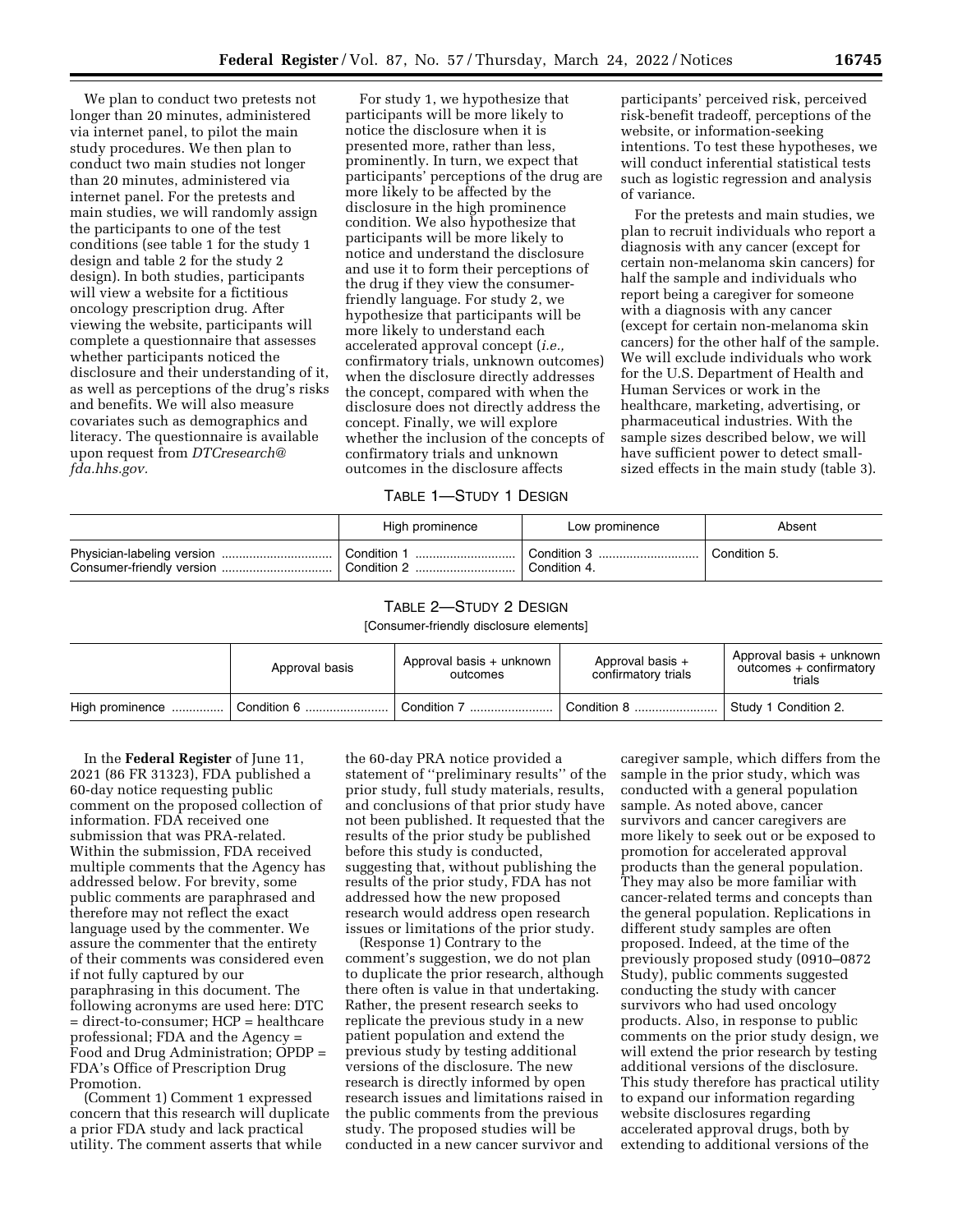We plan to conduct two pretests not longer than 20 minutes, administered via internet panel, to pilot the main study procedures. We then plan to conduct two main studies not longer than 20 minutes, administered via internet panel. For the pretests and main studies, we will randomly assign the participants to one of the test conditions (see table 1 for the study 1 design and table 2 for the study 2 design). In both studies, participants will view a website for a fictitious oncology prescription drug. After viewing the website, participants will complete a questionnaire that assesses whether participants noticed the disclosure and their understanding of it, as well as perceptions of the drug's risks and benefits. We will also measure covariates such as demographics and literacy. The questionnaire is available upon request from *DTCresearch@fda.hhs.gov.*

For study 1, we hypothesize that participants will be more likely to notice the disclosure when it is presented more, rather than less, prominently. In turn, we expect that participants' perceptions of the drug are more likely to be affected by the disclosure in the high prominence condition. We also hypothesize that participants will be more likely to notice and understand the disclosure and use it to form their perceptions of the drug if they view the consumer-friendly language. For study 2, we hypothesize that participants will be more likely to understand each accelerated approval concept (*i.e.,* confirmatory trials, unknown outcomes) when the disclosure directly addresses the concept, compared with when the disclosure does not directly address the concept. Finally, we will explore whether the inclusion of the concepts of confirmatory trials and unknown outcomes in the disclosure affects participants' perceived risk, perceived risk-benefit tradeoff, perceptions of the website, or information-seeking intentions. To test these hypotheses, we will conduct inferential statistical tests such as logistic regression and analysis of variance.

For the pretests and main studies, we plan to recruit individuals who report a diagnosis with any cancer (except for certain non-melanoma skin cancers) for half the sample and individuals who report being a caregiver for someone with a diagnosis with any cancer (except for certain non-melanoma skin cancers) for the other half of the sample. We will exclude individuals who work for the U.S. Department of Health and Human Services or work in the healthcare, marketing, advertising, or pharmaceutical industries. With the sample sizes described below, we will have sufficient power to detect small-sized effects in the main study (table 3).

TABLE 1—STUDY 1 DESIGN

| | High prominence | Low prominence | Absent |
|---|---|---|---|
| Physician-labeling version | Condition 1 | Condition 3 | Condition 5. |
| Consumer-friendly version | Condition 2 | Condition 4. | |

TABLE 2—STUDY 2 DESIGN

[Consumer-friendly disclosure elements]

| | Approval basis | Approval basis + unknown outcomes | Approval basis + confirmatory trials | Approval basis + unknown outcomes + confirmatory trials |
|---|---|---|---|---|
| High prominence | Condition 6 | Condition 7 | Condition 8 | Study 1 Condition 2. |

In the **Federal Register** of June 11, 2021 (86 FR 31323), FDA published a 60-day notice requesting public comment on the proposed collection of information. FDA received one submission that was PRA-related. Within the submission, FDA received multiple comments that the Agency has addressed below. For brevity, some public comments are paraphrased and therefore may not reflect the exact language used by the commenter. We assure the commenter that the entirety of their comments was considered even if not fully captured by our paraphrasing in this document. The following acronyms are used here: DTC = direct-to-consumer; HCP = healthcare professional; FDA and the Agency = Food and Drug Administration; OPDP = FDA's Office of Prescription Drug Promotion.

(Comment 1) Comment 1 expressed concern that this research will duplicate a prior FDA study and lack practical utility. The comment asserts that while the 60-day PRA notice provided a statement of "preliminary results" of the prior study, full study materials, results, and conclusions of that prior study have not been published. It requested that the results of the prior study be published before this study is conducted, suggesting that, without publishing the results of the prior study, FDA has not addressed how the new proposed research would address open research issues or limitations of the prior study.

(Response 1) Contrary to the comment's suggestion, we do not plan to duplicate the prior research, although there often is value in that undertaking. Rather, the present research seeks to replicate the previous study in a new patient population and extend the previous study by testing additional versions of the disclosure. The new research is directly informed by open research issues and limitations raised in the public comments from the previous study. The proposed studies will be conducted in a new cancer survivor and caregiver sample, which differs from the sample in the prior study, which was conducted with a general population sample. As noted above, cancer survivors and cancer caregivers are more likely to seek out or be exposed to promotion for accelerated approval products than the general population. They may also be more familiar with cancer-related terms and concepts than the general population. Replications in different study samples are often proposed. Indeed, at the time of the previously proposed study (0910–0872 Study), public comments suggested conducting the study with cancer survivors who had used oncology products. Also, in response to public comments on the prior study design, we will extend the prior research by testing additional versions of the disclosure. This study therefore has practical utility to expand our information regarding website disclosures regarding accelerated approval drugs, both by extending to additional versions of the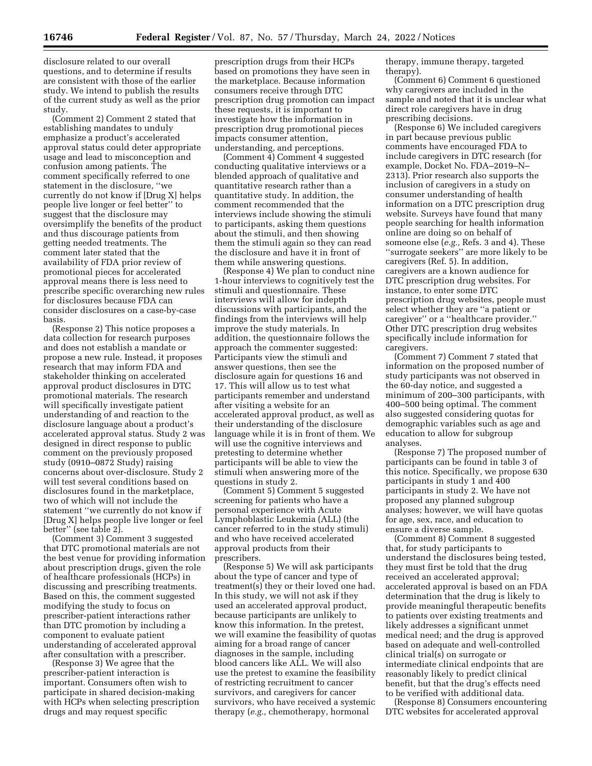disclosure related to our overall questions, and to determine if results are consistent with those of the earlier study. We intend to publish the results of the current study as well as the prior study.

(Comment 2) Comment 2 stated that establishing mandates to unduly emphasize a product's accelerated approval status could deter appropriate usage and lead to misconception and confusion among patients. The comment specifically referred to one statement in the disclosure, "we currently do not know if [Drug X] helps people live longer or feel better" to suggest that the disclosure may oversimplify the benefits of the product and thus discourage patients from getting needed treatments. The comment later stated that the availability of FDA prior review of promotional pieces for accelerated approval means there is less need to prescribe specific overarching new rules for disclosures because FDA can consider disclosures on a case-by-case basis.

(Response 2) This notice proposes a data collection for research purposes and does not establish a mandate or propose a new rule. Instead, it proposes research that may inform FDA and stakeholder thinking on accelerated approval product disclosures in DTC promotional materials. The research will specifically investigate patient understanding of and reaction to the disclosure language about a product's accelerated approval status. Study 2 was designed in direct response to public comment on the previously proposed study (0910–0872 Study) raising concerns about over-disclosure. Study 2 will test several conditions based on disclosures found in the marketplace, two of which will not include the statement "we currently do not know if [Drug X] helps people live longer or feel better" (see table 2).

(Comment 3) Comment 3 suggested that DTC promotional materials are not the best venue for providing information about prescription drugs, given the role of healthcare professionals (HCPs) in discussing and prescribing treatments. Based on this, the comment suggested modifying the study to focus on prescriber-patient interactions rather than DTC promotion by including a component to evaluate patient understanding of accelerated approval after consultation with a prescriber.

(Response 3) We agree that the prescriber-patient interaction is important. Consumers often wish to participate in shared decision-making with HCPs when selecting prescription drugs and may request specific prescription drugs from their HCPs based on promotions they have seen in the marketplace. Because information consumers receive through DTC prescription drug promotion can impact these requests, it is important to investigate how the information in prescription drug promotional pieces impacts consumer attention, understanding, and perceptions.

(Comment 4) Comment 4 suggested conducting qualitative interviews or a blended approach of qualitative and quantitative research rather than a quantitative study. In addition, the comment recommended that the interviews include showing the stimuli to participants, asking them questions about the stimuli, and then showing them the stimuli again so they can read the disclosure and have it in front of them while answering questions.

(Response 4) We plan to conduct nine 1-hour interviews to cognitively test the stimuli and questionnaire. These interviews will allow for indepth discussions with participants, and the findings from the interviews will help improve the study materials. In addition, the questionnaire follows the approach the commenter suggested: Participants view the stimuli and answer questions, then see the disclosure again for questions 16 and 17. This will allow us to test what participants remember and understand after visiting a website for an accelerated approval product, as well as their understanding of the disclosure language while it is in front of them. We will use the cognitive interviews and pretesting to determine whether participants will be able to view the stimuli when answering more of the questions in study 2.

(Comment 5) Comment 5 suggested screening for patients who have a personal experience with Acute Lymphoblastic Leukemia (ALL) (the cancer referred to in the study stimuli) and who have received accelerated approval products from their prescribers.

(Response 5) We will ask participants about the type of cancer and type of treatment(s) they or their loved one had. In this study, we will not ask if they used an accelerated approval product, because participants are unlikely to know this information. In the pretest, we will examine the feasibility of quotas aiming for a broad range of cancer diagnoses in the sample, including blood cancers like ALL. We will also use the pretest to examine the feasibility of restricting recruitment to cancer survivors, and caregivers for cancer survivors, who have received a systemic therapy (*e.g.,* chemotherapy, hormonal therapy, immune therapy, targeted therapy).

(Comment 6) Comment 6 questioned why caregivers are included in the sample and noted that it is unclear what direct role caregivers have in drug prescribing decisions.

(Response 6) We included caregivers in part because previous public comments have encouraged FDA to include caregivers in DTC research (for example, Docket No. FDA–2019–N–2313). Prior research also supports the inclusion of caregivers in a study on consumer understanding of health information on a DTC prescription drug website. Surveys have found that many people searching for health information online are doing so on behalf of someone else (*e.g.,* Refs. 3 and 4). These "surrogate seekers" are more likely to be caregivers (Ref. 5). In addition, caregivers are a known audience for DTC prescription drug websites. For instance, to enter some DTC prescription drug websites, people must select whether they are "a patient or caregiver" or a "healthcare provider." Other DTC prescription drug websites specifically include information for caregivers.

(Comment 7) Comment 7 stated that information on the proposed number of study participants was not observed in the 60-day notice, and suggested a minimum of 200–300 participants, with 400–500 being optimal. The comment also suggested considering quotas for demographic variables such as age and education to allow for subgroup analyses.

(Response 7) The proposed number of participants can be found in table 3 of this notice. Specifically, we propose 630 participants in study 1 and 400 participants in study 2. We have not proposed any planned subgroup analyses; however, we will have quotas for age, sex, race, and education to ensure a diverse sample.

(Comment 8) Comment 8 suggested that, for study participants to understand the disclosures being tested, they must first be told that the drug received an accelerated approval; accelerated approval is based on an FDA determination that the drug is likely to provide meaningful therapeutic benefits to patients over existing treatments and likely addresses a significant unmet medical need; and the drug is approved based on adequate and well-controlled clinical trial(s) on surrogate or intermediate clinical endpoints that are reasonably likely to predict clinical benefit, but that the drug's effects need to be verified with additional data.

(Response 8) Consumers encountering DTC websites for accelerated approval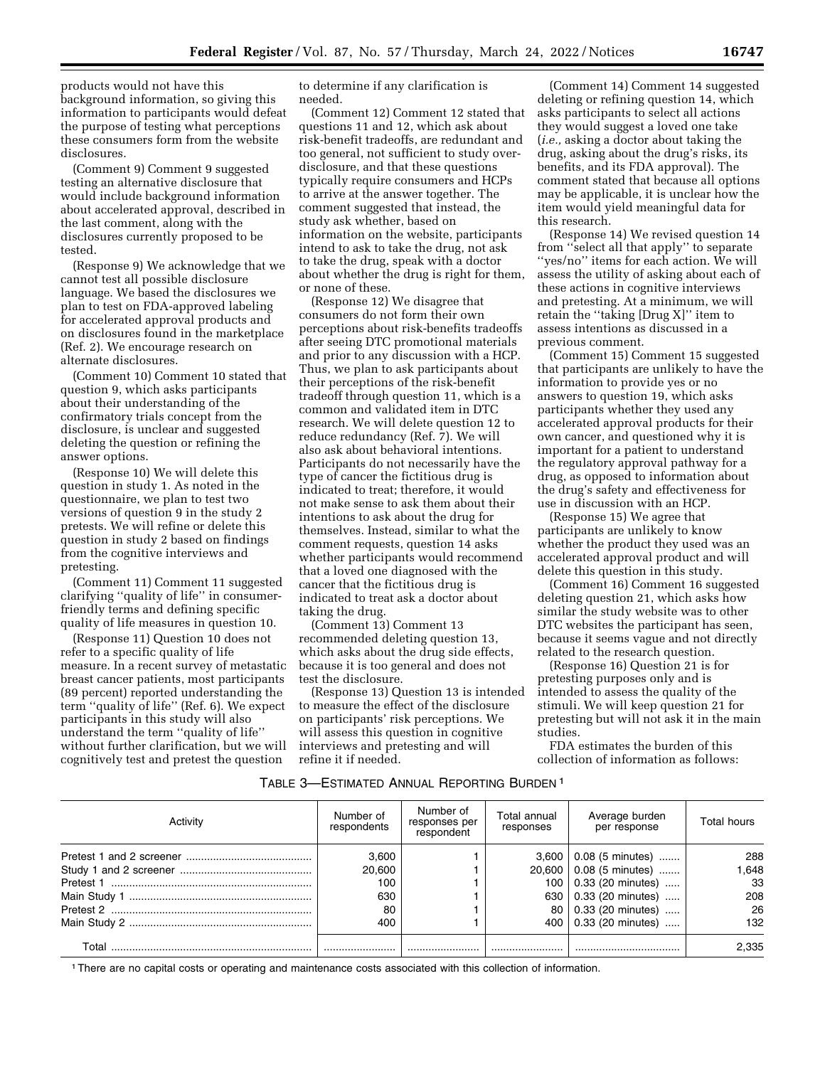products would not have this background information, so giving this information to participants would defeat the purpose of testing what perceptions these consumers form from the website disclosures.

(Comment 9) Comment 9 suggested testing an alternative disclosure that would include background information about accelerated approval, described in the last comment, along with the disclosures currently proposed to be tested.

(Response 9) We acknowledge that we cannot test all possible disclosure language. We based the disclosures we plan to test on FDA-approved labeling for accelerated approval products and on disclosures found in the marketplace (Ref. 2). We encourage research on alternate disclosures.

(Comment 10) Comment 10 stated that question 9, which asks participants about their understanding of the confirmatory trials concept from the disclosure, is unclear and suggested deleting the question or refining the answer options.

(Response 10) We will delete this question in study 1. As noted in the questionnaire, we plan to test two versions of question 9 in the study 2 pretests. We will refine or delete this question in study 2 based on findings from the cognitive interviews and pretesting.

(Comment 11) Comment 11 suggested clarifying ''quality of life'' in consumer-friendly terms and defining specific quality of life measures in question 10.

(Response 11) Question 10 does not refer to a specific quality of life measure. In a recent survey of metastatic breast cancer patients, most participants (89 percent) reported understanding the term ''quality of life'' (Ref. 6). We expect participants in this study will also understand the term ''quality of life'' without further clarification, but we will cognitively test and pretest the question to determine if any clarification is needed.

(Comment 12) Comment 12 stated that questions 11 and 12, which ask about risk-benefit tradeoffs, are redundant and too general, not sufficient to study over-disclosure, and that these questions typically require consumers and HCPs to arrive at the answer together. The comment suggested that instead, the study ask whether, based on information on the website, participants intend to ask to take the drug, not ask to take the drug, speak with a doctor about whether the drug is right for them, or none of these.

(Response 12) We disagree that consumers do not form their own perceptions about risk-benefits tradeoffs after seeing DTC promotional materials and prior to any discussion with a HCP. Thus, we plan to ask participants about their perceptions of the risk-benefit tradeoff through question 11, which is a common and validated item in DTC research. We will delete question 12 to reduce redundancy (Ref. 7). We will also ask about behavioral intentions. Participants do not necessarily have the type of cancer the fictitious drug is indicated to treat; therefore, it would not make sense to ask them about their intentions to ask about the drug for themselves. Instead, similar to what the comment requests, question 14 asks whether participants would recommend that a loved one diagnosed with the cancer that the fictitious drug is indicated to treat ask a doctor about taking the drug.

(Comment 13) Comment 13 recommended deleting question 13, which asks about the drug side effects, because it is too general and does not test the disclosure.

(Response 13) Question 13 is intended to measure the effect of the disclosure on participants' risk perceptions. We will assess this question in cognitive interviews and pretesting and will refine it if needed.

(Comment 14) Comment 14 suggested deleting or refining question 14, which asks participants to select all actions they would suggest a loved one take (*i.e.,* asking a doctor about taking the drug, asking about the drug's risks, its benefits, and its FDA approval). The comment stated that because all options may be applicable, it is unclear how the item would yield meaningful data for this research.

(Response 14) We revised question 14 from ''select all that apply'' to separate ''yes/no'' items for each action. We will assess the utility of asking about each of these actions in cognitive interviews and pretesting. At a minimum, we will retain the ''taking [Drug X]'' item to assess intentions as discussed in a previous comment.

(Comment 15) Comment 15 suggested that participants are unlikely to have the information to provide yes or no answers to question 19, which asks participants whether they used any accelerated approval products for their own cancer, and questioned why it is important for a patient to understand the regulatory approval pathway for a drug, as opposed to information about the drug's safety and effectiveness for use in discussion with an HCP.

(Response 15) We agree that participants are unlikely to know whether the product they used was an accelerated approval product and will delete this question in this study.

(Comment 16) Comment 16 suggested deleting question 21, which asks how similar the study website was to other DTC websites the participant has seen, because it seems vague and not directly related to the research question.

(Response 16) Question 21 is for pretesting purposes only and is intended to assess the quality of the stimuli. We will keep question 21 for pretesting but will not ask it in the main studies.

FDA estimates the burden of this collection of information as follows:

TABLE 3—ESTIMATED ANNUAL REPORTING BURDEN [1]

| Activity | Number of respondents | Number of responses per respondent | Total annual responses | Average burden per response | Total hours |
|---|---|---|---|---|---|
| Pretest 1 and 2 screener | 3,600 | 1 | 3,600 | 0.08 (5 minutes) | 288 |
| Study 1 and 2 screener | 20,600 | 1 | 20,600 | 0.08 (5 minutes) | 1,648 |
| Pretest 1 | 100 | 1 | 100 | 0.33 (20 minutes) | 33 |
| Main Study 1 | 630 | 1 | 630 | 0.33 (20 minutes) | 208 |
| Pretest 2 | 80 | 1 | 80 | 0.33 (20 minutes) | 26 |
| Main Study 2 | 400 | 1 | 400 | 0.33 (20 minutes) | 132 |
| Total | | | | | 2,335 |

[1] There are no capital costs or operating and maintenance costs associated with this collection of information.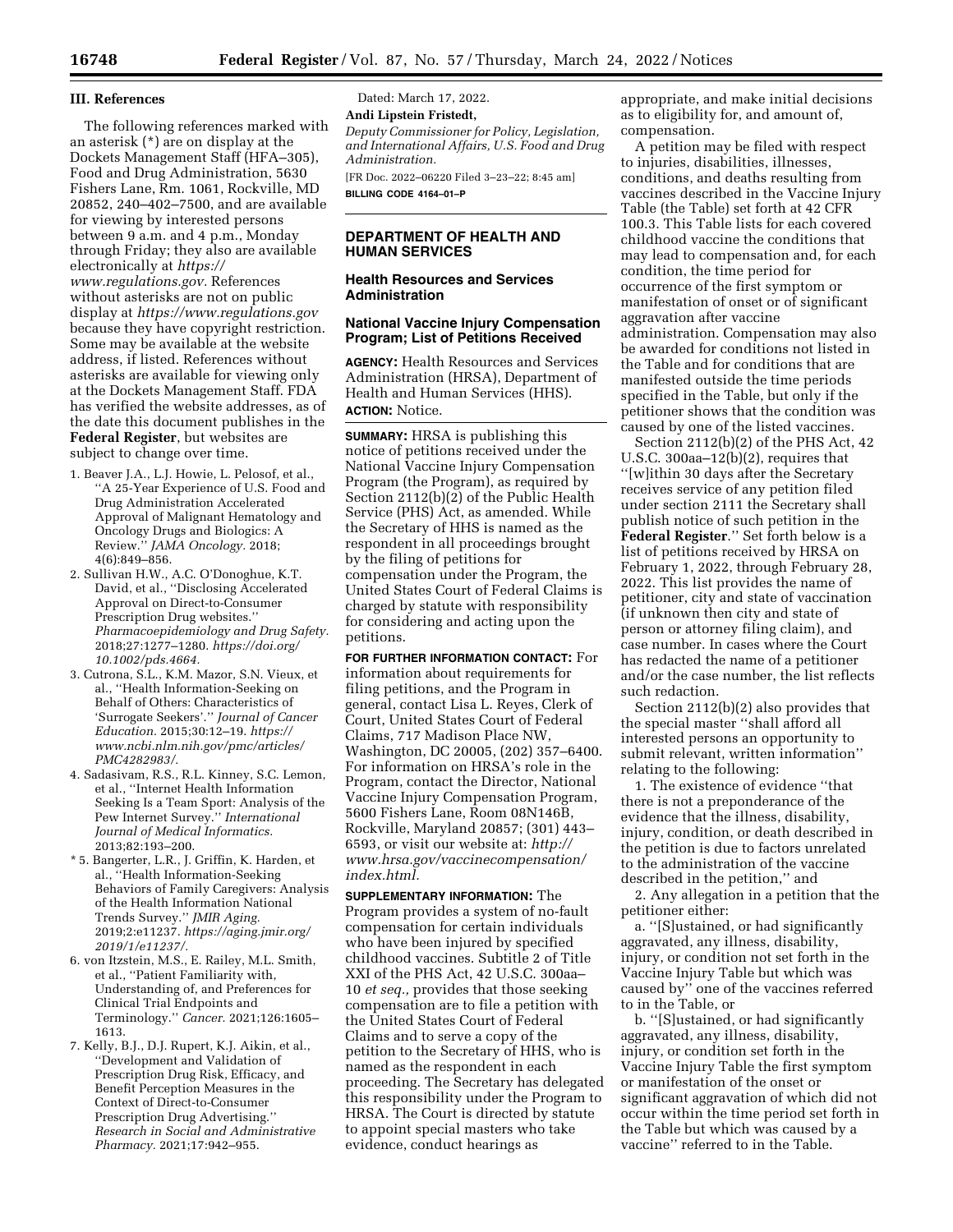## III. References

The following references marked with an asterisk (*) are on display at the Dockets Management Staff (HFA–305), Food and Drug Administration, 5630 Fishers Lane, Rm. 1061, Rockville, MD 20852, 240–402–7500, and are available for viewing by interested persons between 9 a.m. and 4 p.m., Monday through Friday; they also are available electronically at *https://www.regulations.gov.* References without asterisks are not on public display at *https://www.regulations.gov* because they have copyright restriction. Some may be available at the website address, if listed. References without asterisks are available for viewing only at the Dockets Management Staff. FDA has verified the website addresses, as of the date this document publishes in the **Federal Register**, but websites are subject to change over time.

1. Beaver J.A., L.J. Howie, L. Pelosof, et al., ''A 25-Year Experience of U.S. Food and Drug Administration Accelerated Approval of Malignant Hematology and Oncology Drugs and Biologics: A Review.'' *JAMA Oncology.* 2018; 4(6):849–856.
2. Sullivan H.W., A.C. O'Donoghue, K.T. David, et al., ''Disclosing Accelerated Approval on Direct-to-Consumer Prescription Drug websites.'' *Pharmacoepidemiology and Drug Safety.* 2018;27:1277–1280. *https://doi.org/10.1002/pds.4664.*
3. Cutrona, S.L., K.M. Mazor, S.N. Vieux, et al., ''Health Information-Seeking on Behalf of Others: Characteristics of 'Surrogate Seekers'.'' *Journal of Cancer Education.* 2015;30:12–19. *https://www.ncbi.nlm.nih.gov/pmc/articles/PMC4282983/.*
4. Sadasivam, R.S., R.L. Kinney, S.C. Lemon, et al., ''Internet Health Information Seeking Is a Team Sport: Analysis of the Pew Internet Survey.'' *International Journal of Medical Informatics.* 2013;82:193–200.
*5. Bangerter, L.R., J. Griffin, K. Harden, et al., ''Health Information-Seeking Behaviors of Family Caregivers: Analysis of the Health Information National Trends Survey.'' *JMIR Aging.* 2019;2:e11237. *https://aging.jmir.org/2019/1/e11237/.*
6. von Itzstein, M.S., E. Railey, M.L. Smith, et al., ''Patient Familiarity with, Understanding of, and Preferences for Clinical Trial Endpoints and Terminology.'' *Cancer.* 2021;126:1605–1613.
7. Kelly, B.J., D.J. Rupert, K.J. Aikin, et al., ''Development and Validation of Prescription Drug Risk, Efficacy, and Benefit Perception Measures in the Context of Direct-to-Consumer Prescription Drug Advertising.'' *Research in Social and Administrative Pharmacy.* 2021;17:942–955.

Dated: March 17, 2022.

**Andi Lipstein Fristedt,**

*Deputy Commissioner for Policy, Legislation, and International Affairs, U.S. Food and Drug Administration.*

[FR Doc. 2022–06220 Filed 3–23–22; 8:45 am]

**BILLING CODE 4164–01–P**

---

## DEPARTMENT OF HEALTH AND HUMAN SERVICES

### Health Resources and Services Administration

### National Vaccine Injury Compensation Program; List of Petitions Received

**AGENCY:** Health Resources and Services Administration (HRSA), Department of Health and Human Services (HHS).

**ACTION:** Notice.

**SUMMARY:** HRSA is publishing this notice of petitions received under the National Vaccine Injury Compensation Program (the Program), as required by Section 2112(b)(2) of the Public Health Service (PHS) Act, as amended. While the Secretary of HHS is named as the respondent in all proceedings brought by the filing of petitions for compensation under the Program, the United States Court of Federal Claims is charged by statute with responsibility for considering and acting upon the petitions.

**FOR FURTHER INFORMATION CONTACT:** For information about requirements for filing petitions, and the Program in general, contact Lisa L. Reyes, Clerk of Court, United States Court of Federal Claims, 717 Madison Place NW, Washington, DC 20005, (202) 357–6400. For information on HRSA's role in the Program, contact the Director, National Vaccine Injury Compensation Program, 5600 Fishers Lane, Room 08N146B, Rockville, Maryland 20857; (301) 443–6593, or visit our website at: *http://www.hrsa.gov/vaccinecompensation/index.html.*

**SUPPLEMENTARY INFORMATION:** The Program provides a system of no-fault compensation for certain individuals who have been injured by specified childhood vaccines. Subtitle 2 of Title XXI of the PHS Act, 42 U.S.C. 300aa–10 *et seq.,* provides that those seeking compensation are to file a petition with the United States Court of Federal Claims and to serve a copy of the petition to the Secretary of HHS, who is named as the respondent in each proceeding. The Secretary has delegated this responsibility under the Program to HRSA. The Court is directed by statute to appoint special masters who take evidence, conduct hearings as appropriate, and make initial decisions as to eligibility for, and amount of, compensation.

A petition may be filed with respect to injuries, disabilities, illnesses, conditions, and deaths resulting from vaccines described in the Vaccine Injury Table (the Table) set forth at 42 CFR 100.3. This Table lists for each covered childhood vaccine the conditions that may lead to compensation and, for each condition, the time period for occurrence of the first symptom or manifestation of onset or of significant aggravation after vaccine administration. Compensation may also be awarded for conditions not listed in the Table and for conditions that are manifested outside the time periods specified in the Table, but only if the petitioner shows that the condition was caused by one of the listed vaccines.

Section 2112(b)(2) of the PHS Act, 42 U.S.C. 300aa–12(b)(2), requires that ''[w]ithin 30 days after the Secretary receives service of any petition filed under section 2111 the Secretary shall publish notice of such petition in the **Federal Register**.'' Set forth below is a list of petitions received by HRSA on February 1, 2022, through February 28, 2022. This list provides the name of petitioner, city and state of vaccination (if unknown then city and state of person or attorney filing claim), and case number. In cases where the Court has redacted the name of a petitioner and/or the case number, the list reflects such redaction.

Section 2112(b)(2) also provides that the special master ''shall afford all interested persons an opportunity to submit relevant, written information'' relating to the following:

1. The existence of evidence ''that there is not a preponderance of the evidence that the illness, disability, injury, condition, or death described in the petition is due to factors unrelated to the administration of the vaccine described in the petition,'' and

2. Any allegation in a petition that the petitioner either:

a. ''[S]ustained, or had significantly aggravated, any illness, disability, injury, or condition not set forth in the Vaccine Injury Table but which was caused by'' one of the vaccines referred to in the Table, or

b. ''[S]ustained, or had significantly aggravated, any illness, disability, injury, or condition set forth in the Vaccine Injury Table the first symptom or manifestation of the onset or significant aggravation of which did not occur within the time period set forth in the Table but which was caused by a vaccine'' referred to in the Table.